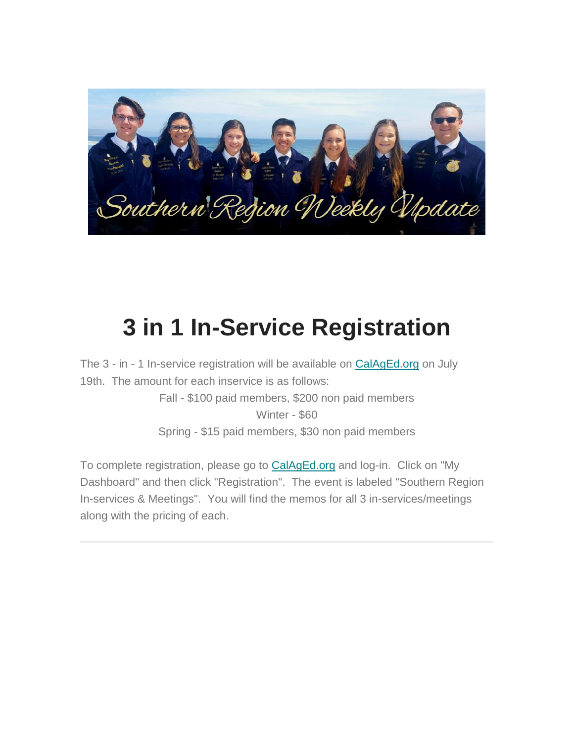# 3 in 1 In-Service Registration

The 3 - in - 1 In-service registration will be available on [CalAgEd.org](CalAgEd.org) on July 19th. The amount for each inservice is as follows:

Fall - $100 paid members, $200 non paid members

Winter - $60

Spring - $15 paid members, $30 non paid members

To complete registration, please go to [CalAgEd.org](CalAgEd.org) and log-in. Click on "My Dashboard" and then click "Registration". The event is labeled "Southern Region In-services & Meetings". You will find the memos for all 3 in-services/meetings along with the pricing of each.

---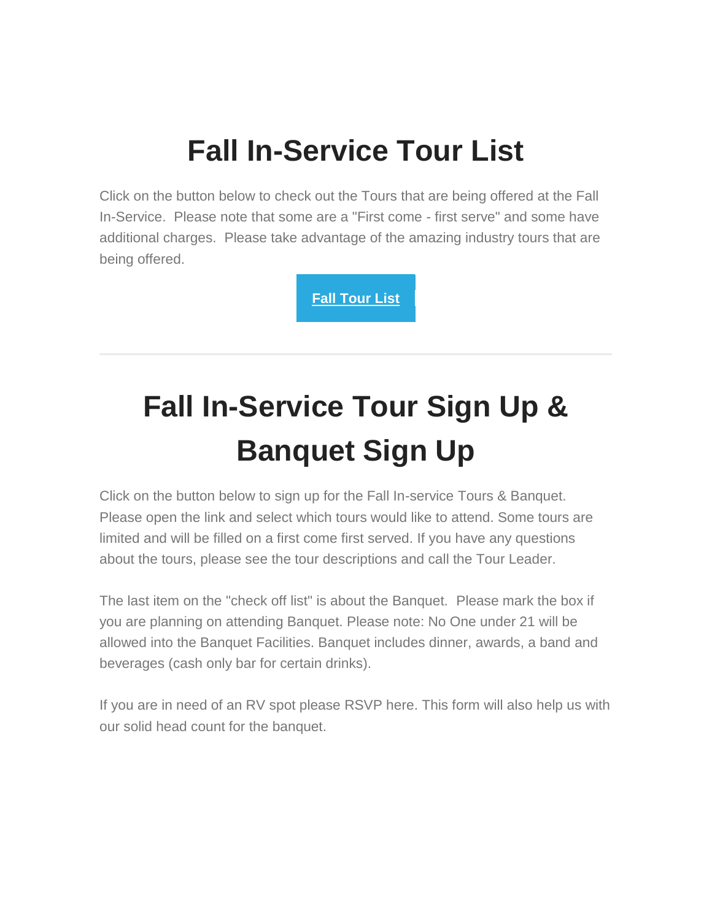# Fall In-Service Tour List

Click on the button below to check out the Tours that are being offered at the Fall In-Service. Please note that some are a "First come - first serve" and some have additional charges. Please take advantage of the amazing industry tours that are being offered.

**Fall Tour List**

---

# Fall In-Service Tour Sign Up & Banquet Sign Up

Click on the button below to sign up for the Fall In-service Tours & Banquet. Please open the link and select which tours would like to attend. Some tours are limited and will be filled on a first come first served. If you have any questions about the tours, please see the tour descriptions and call the Tour Leader.

The last item on the "check off list" is about the Banquet. Please mark the box if you are planning on attending Banquet. Please note: No One under 21 will be allowed into the Banquet Facilities. Banquet includes dinner, awards, a band and beverages (cash only bar for certain drinks).

If you are in need of an RV spot please RSVP here. This form will also help us with our solid head count for the banquet.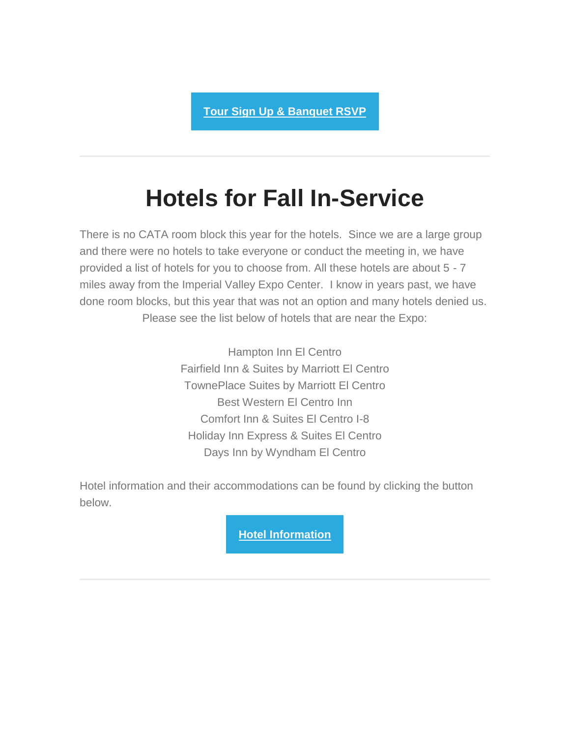**Tour Sign Up & Banquet RSVP**

---

# Hotels for Fall In-Service

There is no CATA room block this year for the hotels. Since we are a large group and there were no hotels to take everyone or conduct the meeting in, we have provided a list of hotels for you to choose from. All these hotels are about 5 - 7 miles away from the Imperial Valley Expo Center. I know in years past, we have done room blocks, but this year that was not an option and many hotels denied us. Please see the list below of hotels that are near the Expo:

Hampton Inn El Centro
Fairfield Inn & Suites by Marriott El Centro
TownePlace Suites by Marriott El Centro
Best Western El Centro Inn
Comfort Inn & Suites El Centro I-8
Holiday Inn Express & Suites El Centro
Days Inn by Wyndham El Centro

Hotel information and their accommodations can be found by clicking the button below.

**Hotel Information**

---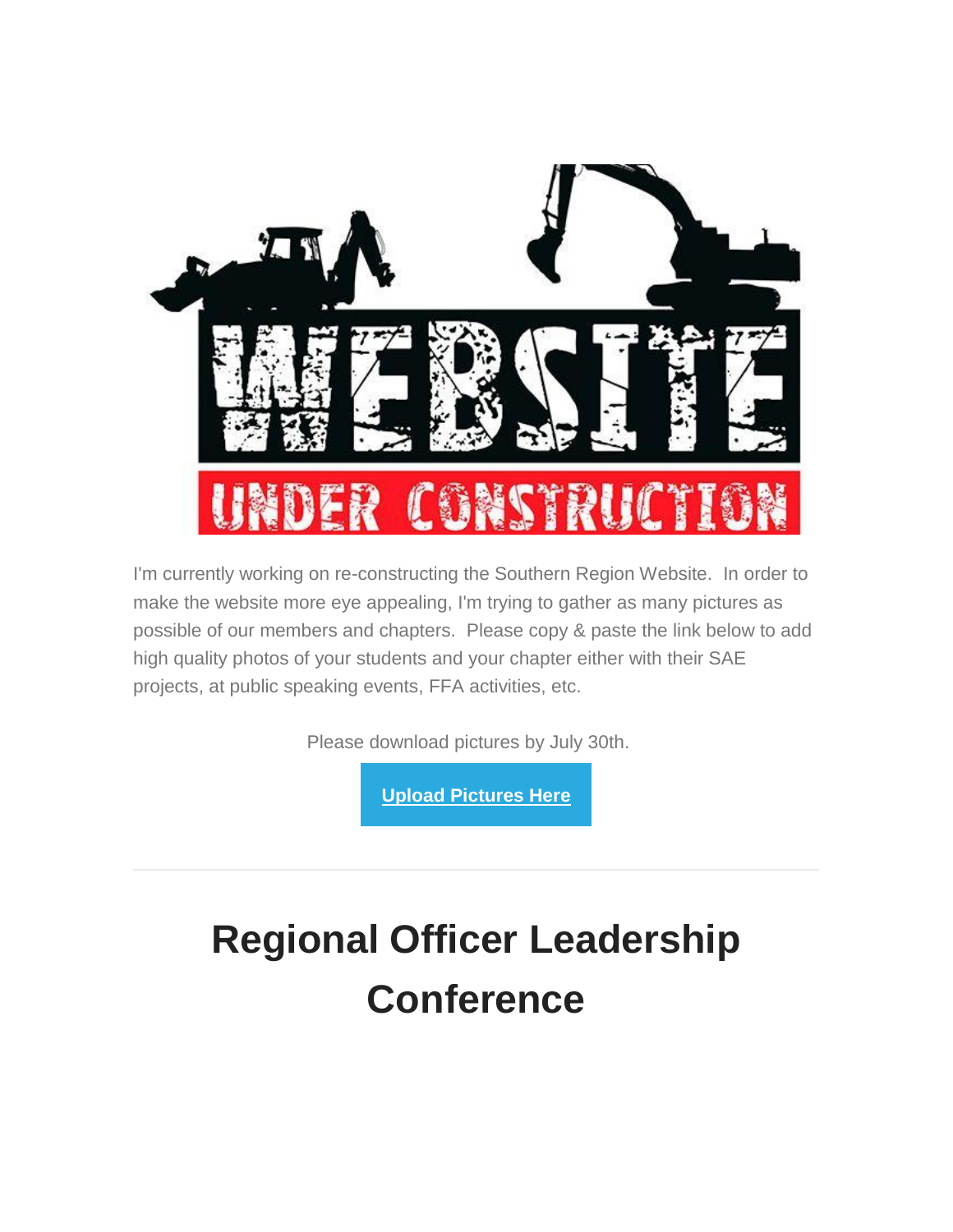I'm currently working on re-constructing the Southern Region Website. In order to make the website more eye appealing, I'm trying to gather as many pictures as possible of our members and chapters. Please copy & paste the link below to add high quality photos of your students and your chapter either with their SAE projects, at public speaking events, FFA activities, etc.

Please download pictures by July 30th.

**Upload Pictures Here**

---

# Regional Officer Leadership Conference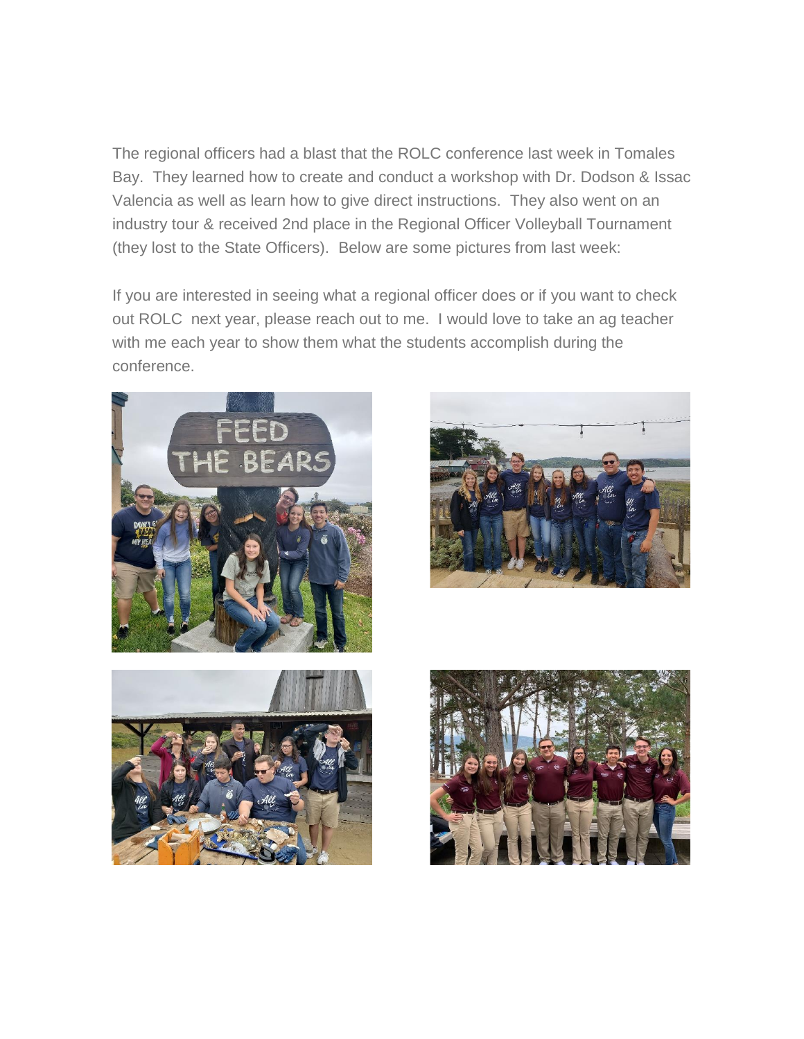The regional officers had a blast that the ROLC conference last week in Tomales Bay. They learned how to create and conduct a workshop with Dr. Dodson & Issac Valencia as well as learn how to give direct instructions. They also went on an industry tour & received 2nd place in the Regional Officer Volleyball Tournament (they lost to the State Officers). Below are some pictures from last week:

If you are interested in seeing what a regional officer does or if you want to check out ROLC next year, please reach out to me. I would love to take an ag teacher with me each year to show them what the students accomplish during the conference.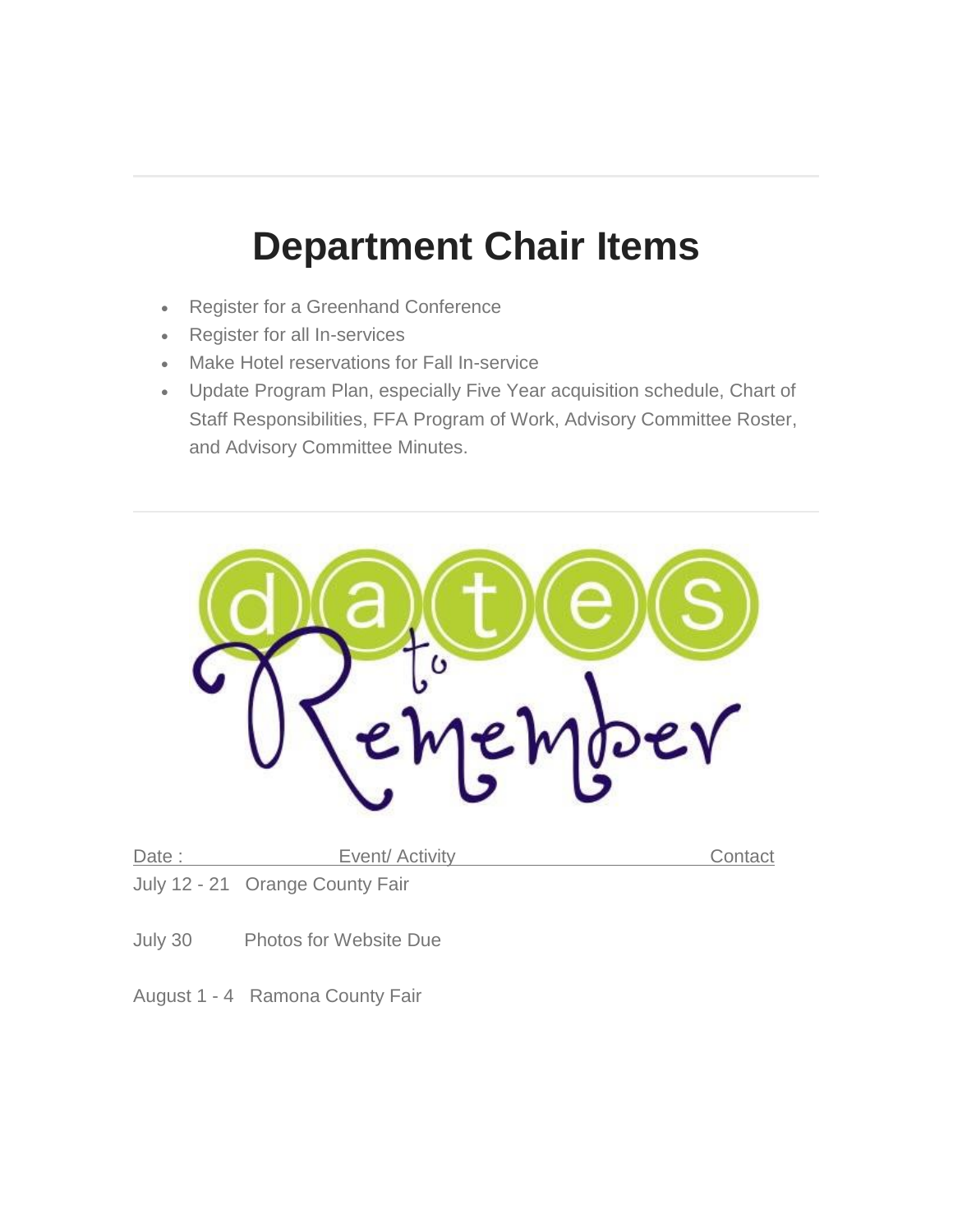# Department Chair Items

- Register for a Greenhand Conference
- Register for all In-services
- Make Hotel reservations for Fall In-service
- Update Program Plan, especially Five Year acquisition schedule, Chart of Staff Responsibilities, FFA Program of Work, Advisory Committee Roster, and Advisory Committee Minutes.

dates to Remember

| Date : | Event/ Activity | Contact |
|---|---|---|
| July 12 - 21 | Orange County Fair | |
| July 30 | Photos for Website Due | |
| August 1 - 4 | Ramona County Fair | |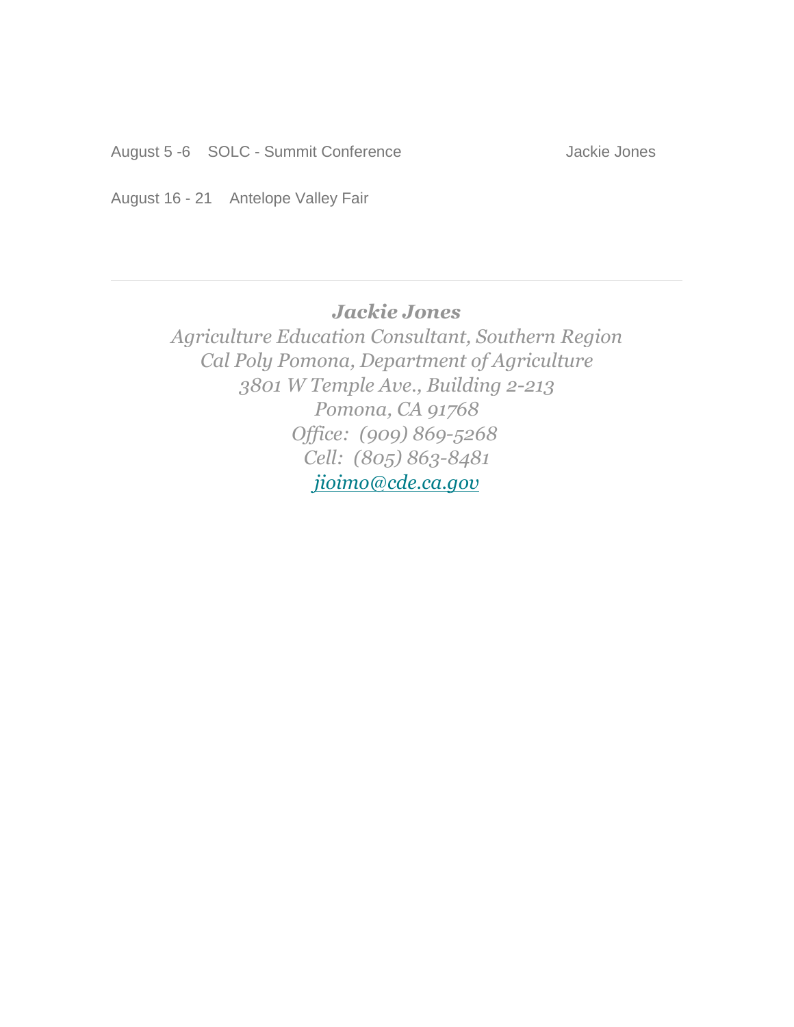| | | |
|---|---|---|
| August 5 -6 | SOLC - Summit Conference | Jackie Jones |
| August 16 - 21 | Antelope Valley Fair | |

---

***Jackie Jones***
*Agriculture Education Consultant, Southern Region*
*Cal Poly Pomona, Department of Agriculture*
*3801 W Temple Ave., Building 2-213*
*Pomona, CA 91768*
*Office: (909) 869-5268*
*Cell: (805) 863-8481*
*jioimo@cde.ca.gov*